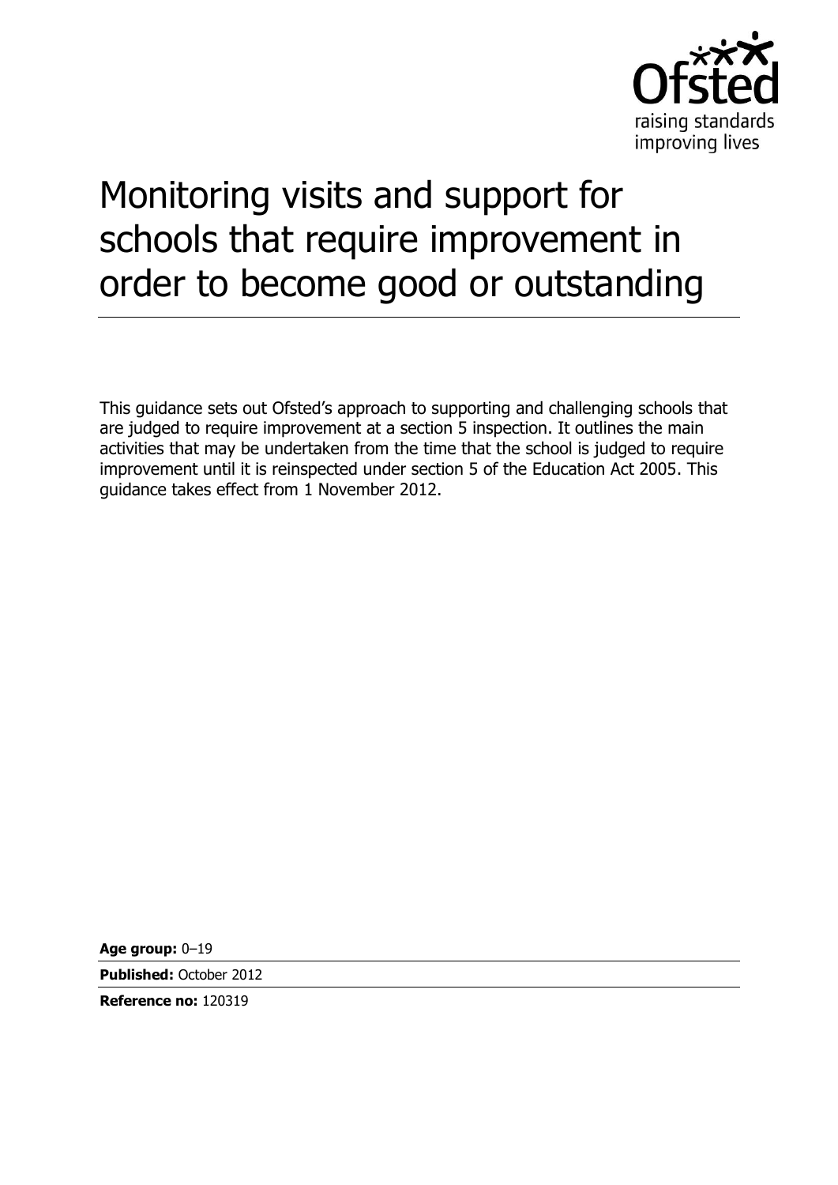# Monitoring visits and support for schools that require improvement in order to become good or outstanding

This guidance sets out Ofsted's approach to supporting and challenging schools that are judged to require improvement at a section 5 inspection. It outlines the main activities that may be undertaken from the time that the school is judged to require improvement until it is reinspected under section 5 of the Education Act 2005. This guidance takes effect from 1 November 2012.

**Age group:** 0–19

**Published:** October 2012

**Reference no:** 120319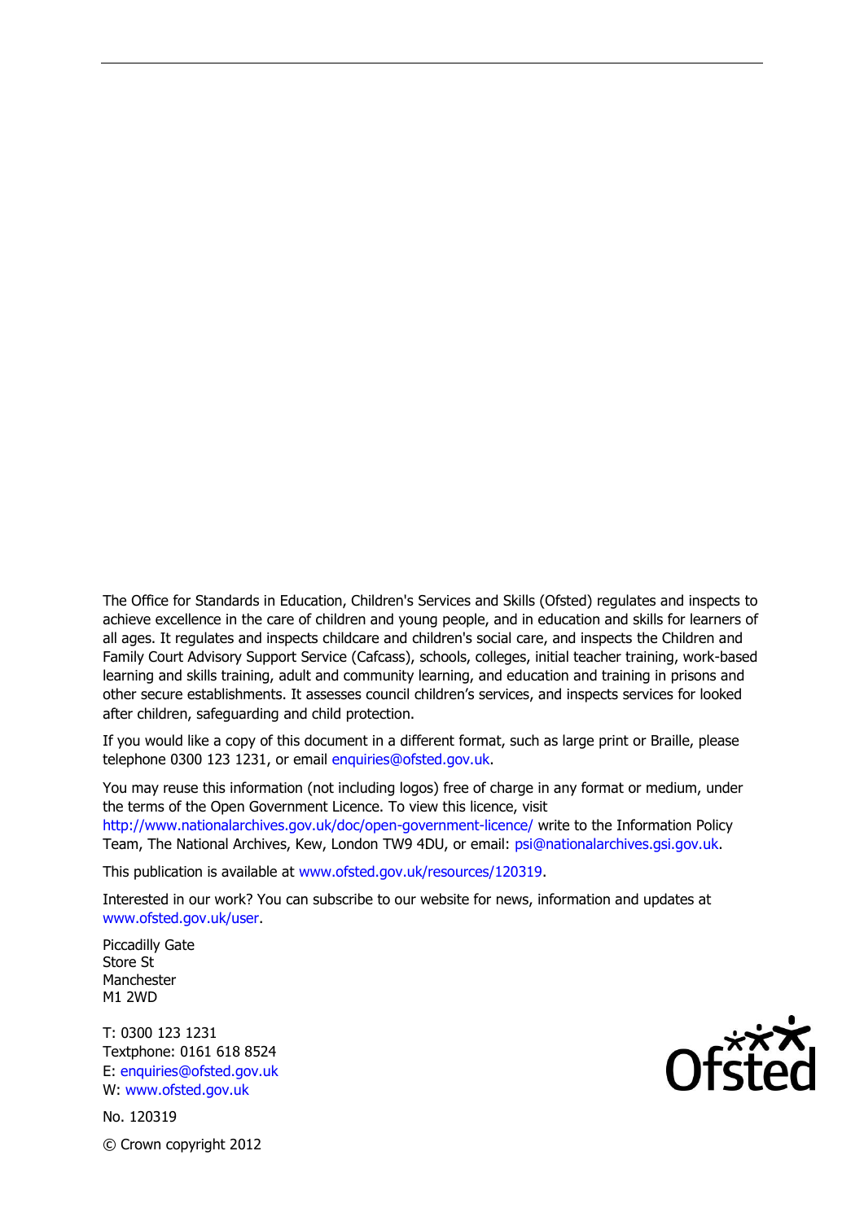The Office for Standards in Education, Children's Services and Skills (Ofsted) regulates and inspects to achieve excellence in the care of children and young people, and in education and skills for learners of all ages. It regulates and inspects childcare and children's social care, and inspects the Children and Family Court Advisory Support Service (Cafcass), schools, colleges, initial teacher training, work-based learning and skills training, adult and community learning, and education and training in prisons and other secure establishments. It assesses council children's services, and inspects services for looked after children, safeguarding and child protection.

If you would like a copy of this document in a different format, such as large print or Braille, please telephone 0300 123 1231, or email enquiries@ofsted.gov.uk.

You may reuse this information (not including logos) free of charge in any format or medium, under the terms of the Open Government Licence. To view this licence, visit http://www.nationalarchives.gov.uk/doc/open-government-licence/ write to the Information Policy Team, The National Archives, Kew, London TW9 4DU, or email: psi@nationalarchives.gsi.gov.uk.

This publication is available at www.ofsted.gov.uk/resources/120319.

Interested in our work? You can subscribe to our website for news, information and updates at www.ofsted.gov.uk/user.

Piccadilly Gate
Store St
Manchester
M1 2WD

T: 0300 123 1231
Textphone: 0161 618 8524
E: enquiries@ofsted.gov.uk
W: www.ofsted.gov.uk

No. 120319

© Crown copyright 2012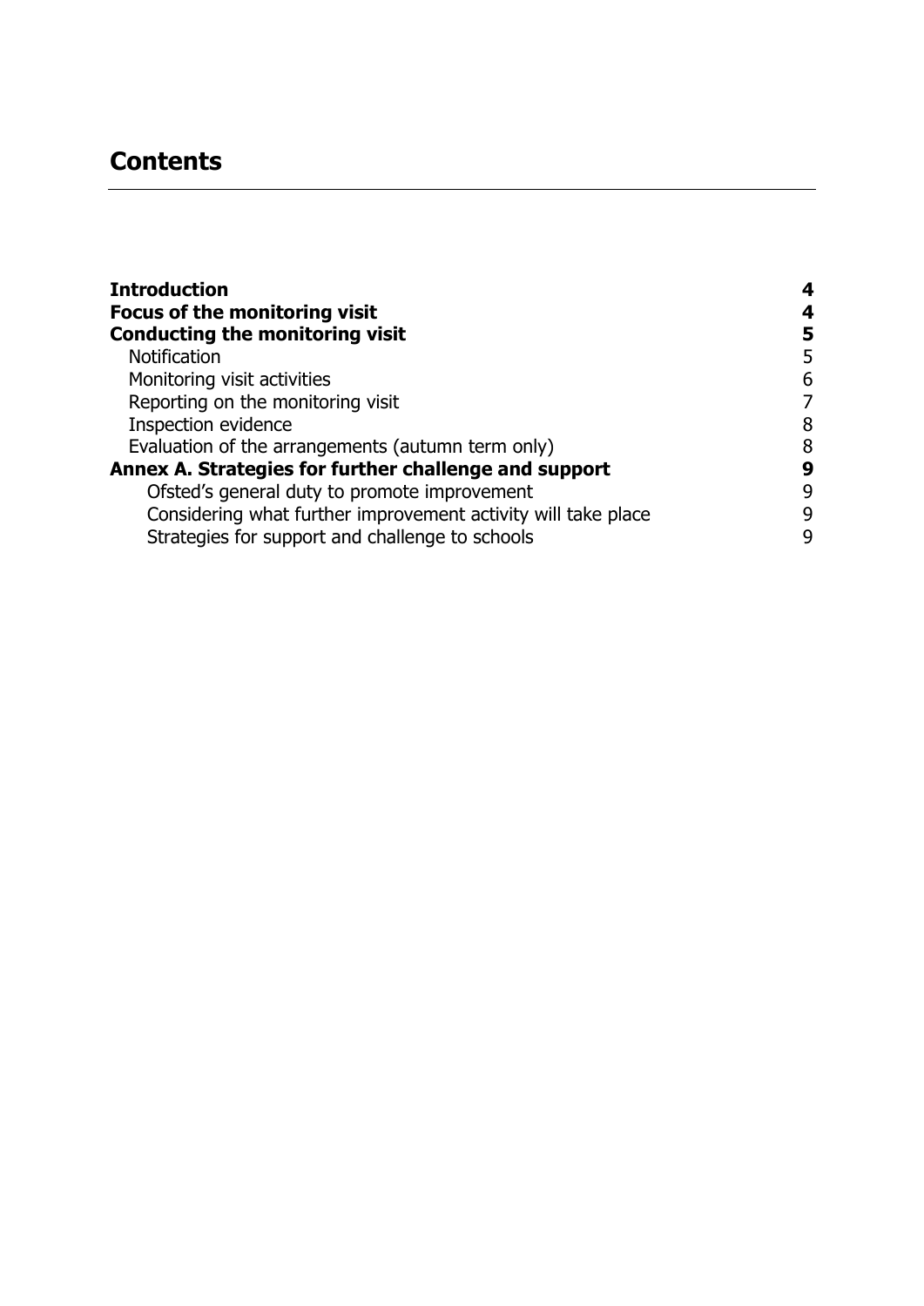## Contents

| | |
|---|---|
| **Introduction** | **4** |
| **Focus of the monitoring visit** | **4** |
| **Conducting the monitoring visit** | **5** |
| Notification | 5 |
| Monitoring visit activities | 6 |
| Reporting on the monitoring visit | 7 |
| Inspection evidence | 8 |
| Evaluation of the arrangements (autumn term only) | 8 |
| **Annex A. Strategies for further challenge and support** | **9** |
| Ofsted's general duty to promote improvement | 9 |
| Considering what further improvement activity will take place | 9 |
| Strategies for support and challenge to schools | 9 |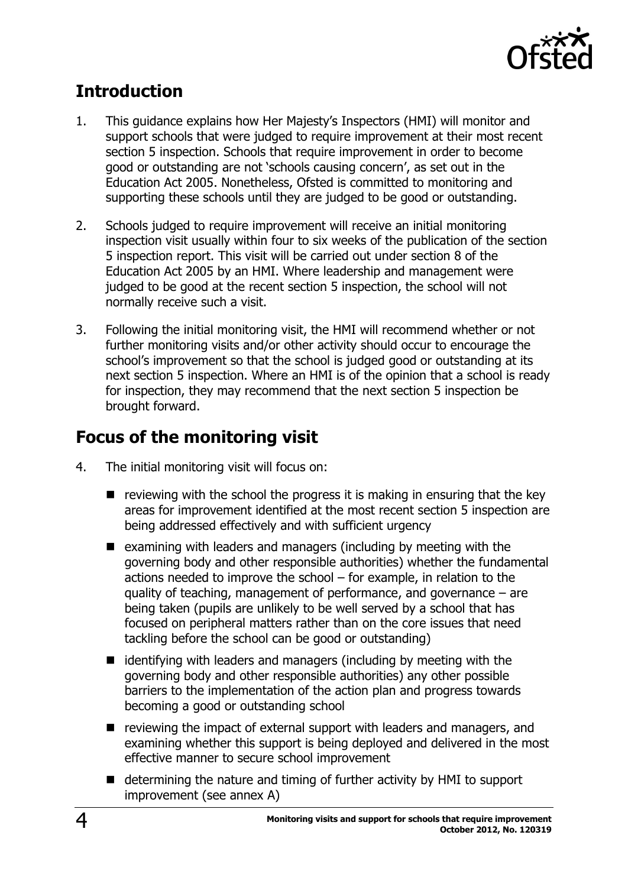## Introduction

1. This guidance explains how Her Majesty's Inspectors (HMI) will monitor and support schools that were judged to require improvement at their most recent section 5 inspection. Schools that require improvement in order to become good or outstanding are not 'schools causing concern', as set out in the Education Act 2005. Nonetheless, Ofsted is committed to monitoring and supporting these schools until they are judged to be good or outstanding.

2. Schools judged to require improvement will receive an initial monitoring inspection visit usually within four to six weeks of the publication of the section 5 inspection report. This visit will be carried out under section 8 of the Education Act 2005 by an HMI. Where leadership and management were judged to be good at the recent section 5 inspection, the school will not normally receive such a visit.

3. Following the initial monitoring visit, the HMI will recommend whether or not further monitoring visits and/or other activity should occur to encourage the school's improvement so that the school is judged good or outstanding at its next section 5 inspection. Where an HMI is of the opinion that a school is ready for inspection, they may recommend that the next section 5 inspection be brought forward.

## Focus of the monitoring visit

4. The initial monitoring visit will focus on:

   - reviewing with the school the progress it is making in ensuring that the key areas for improvement identified at the most recent section 5 inspection are being addressed effectively and with sufficient urgency
   - examining with leaders and managers (including by meeting with the governing body and other responsible authorities) whether the fundamental actions needed to improve the school – for example, in relation to the quality of teaching, management of performance, and governance – are being taken (pupils are unlikely to be well served by a school that has focused on peripheral matters rather than on the core issues that need tackling before the school can be good or outstanding)
   - identifying with leaders and managers (including by meeting with the governing body and other responsible authorities) any other possible barriers to the implementation of the action plan and progress towards becoming a good or outstanding school
   - reviewing the impact of external support with leaders and managers, and examining whether this support is being deployed and delivered in the most effective manner to secure school improvement
   - determining the nature and timing of further activity by HMI to support improvement (see annex A)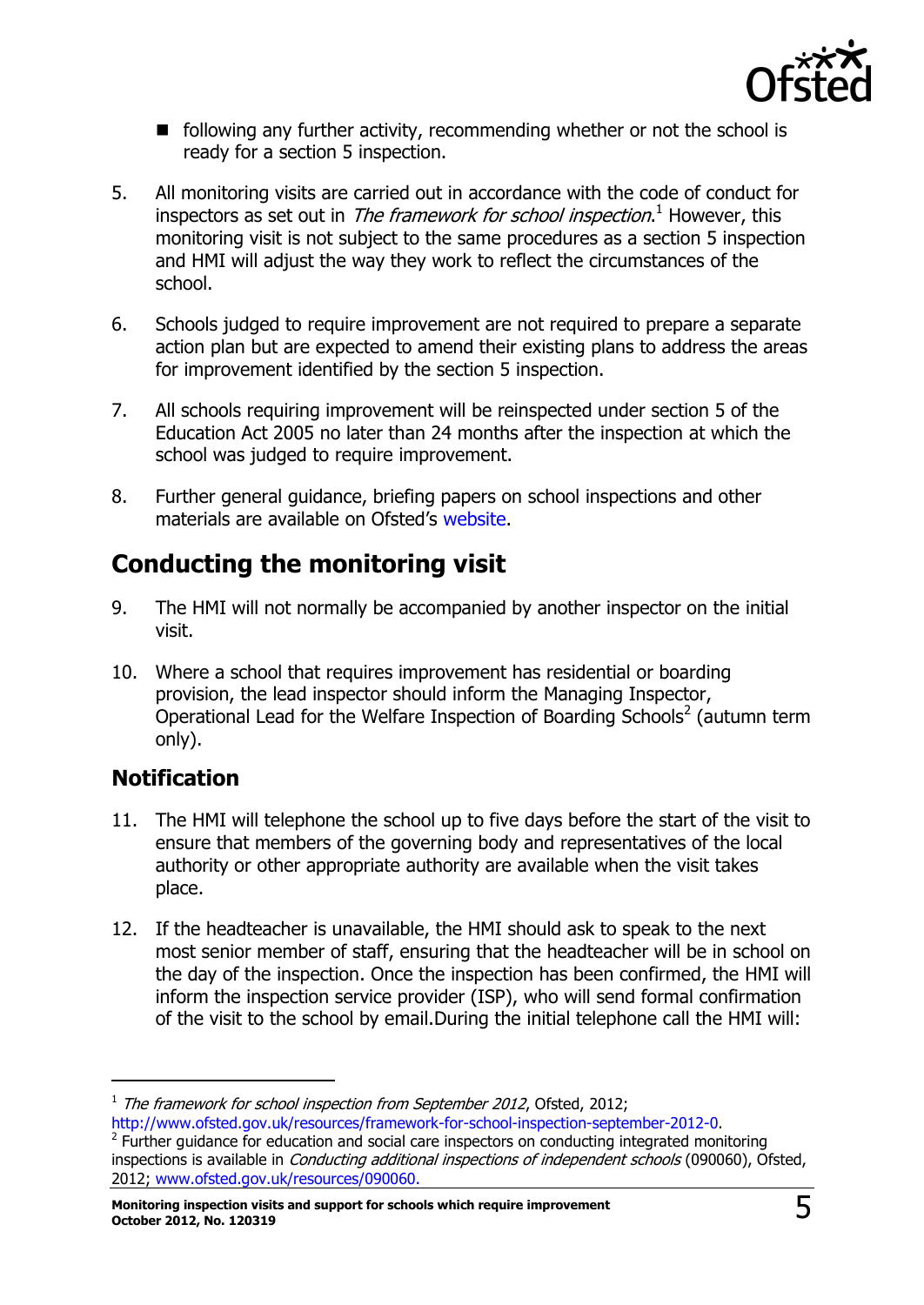- following any further activity, recommending whether or not the school is ready for a section 5 inspection.

5. All monitoring visits are carried out in accordance with the code of conduct for inspectors as set out in *The framework for school inspection*.[1] However, this monitoring visit is not subject to the same procedures as a section 5 inspection and HMI will adjust the way they work to reflect the circumstances of the school.

6. Schools judged to require improvement are not required to prepare a separate action plan but are expected to amend their existing plans to address the areas for improvement identified by the section 5 inspection.

7. All schools requiring improvement will be reinspected under section 5 of the Education Act 2005 no later than 24 months after the inspection at which the school was judged to require improvement.

8. Further general guidance, briefing papers on school inspections and other materials are available on Ofsted's website.

## Conducting the monitoring visit

9. The HMI will not normally be accompanied by another inspector on the initial visit.

10. Where a school that requires improvement has residential or boarding provision, the lead inspector should inform the Managing Inspector, Operational Lead for the Welfare Inspection of Boarding Schools[2] (autumn term only).

### Notification

11. The HMI will telephone the school up to five days before the start of the visit to ensure that members of the governing body and representatives of the local authority or other appropriate authority are available when the visit takes place.

12. If the headteacher is unavailable, the HMI should ask to speak to the next most senior member of staff, ensuring that the headteacher will be in school on the day of the inspection. Once the inspection has been confirmed, the HMI will inform the inspection service provider (ISP), who will send formal confirmation of the visit to the school by email.During the initial telephone call the HMI will:

---

[1] *The framework for school inspection from September 2012*, Ofsted, 2012; http://www.ofsted.gov.uk/resources/framework-for-school-inspection-september-2012-0.

[2] Further guidance for education and social care inspectors on conducting integrated monitoring inspections is available in *Conducting additional inspections of independent schools* (090060), Ofsted, 2012; www.ofsted.gov.uk/resources/090060.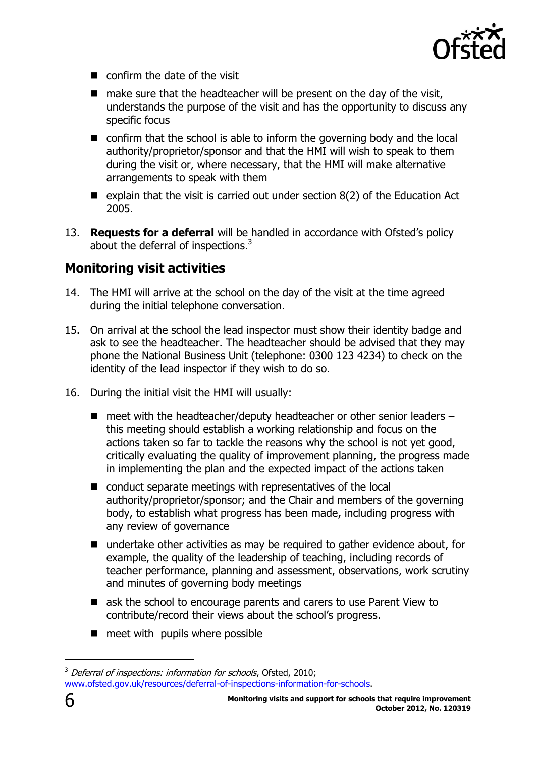- confirm the date of the visit
- make sure that the headteacher will be present on the day of the visit, understands the purpose of the visit and has the opportunity to discuss any specific focus
- confirm that the school is able to inform the governing body and the local authority/proprietor/sponsor and that the HMI will wish to speak to them during the visit or, where necessary, that the HMI will make alternative arrangements to speak with them
- explain that the visit is carried out under section 8(2) of the Education Act 2005.

13. **Requests for a deferral** will be handled in accordance with Ofsted's policy about the deferral of inspections.[3]

## Monitoring visit activities

14. The HMI will arrive at the school on the day of the visit at the time agreed during the initial telephone conversation.

15. On arrival at the school the lead inspector must show their identity badge and ask to see the headteacher. The headteacher should be advised that they may phone the National Business Unit (telephone: 0300 123 4234) to check on the identity of the lead inspector if they wish to do so.

16. During the initial visit the HMI will usually:

    - meet with the headteacher/deputy headteacher or other senior leaders – this meeting should establish a working relationship and focus on the actions taken so far to tackle the reasons why the school is not yet good, critically evaluating the quality of improvement planning, the progress made in implementing the plan and the expected impact of the actions taken
    - conduct separate meetings with representatives of the local authority/proprietor/sponsor; and the Chair and members of the governing body, to establish what progress has been made, including progress with any review of governance
    - undertake other activities as may be required to gather evidence about, for example, the quality of the leadership of teaching, including records of teacher performance, planning and assessment, observations, work scrutiny and minutes of governing body meetings
    - ask the school to encourage parents and carers to use Parent View to contribute/record their views about the school's progress.
    - meet with pupils where possible

[3] *Deferral of inspections: information for schools*, Ofsted, 2010; www.ofsted.gov.uk/resources/deferral-of-inspections-information-for-schools.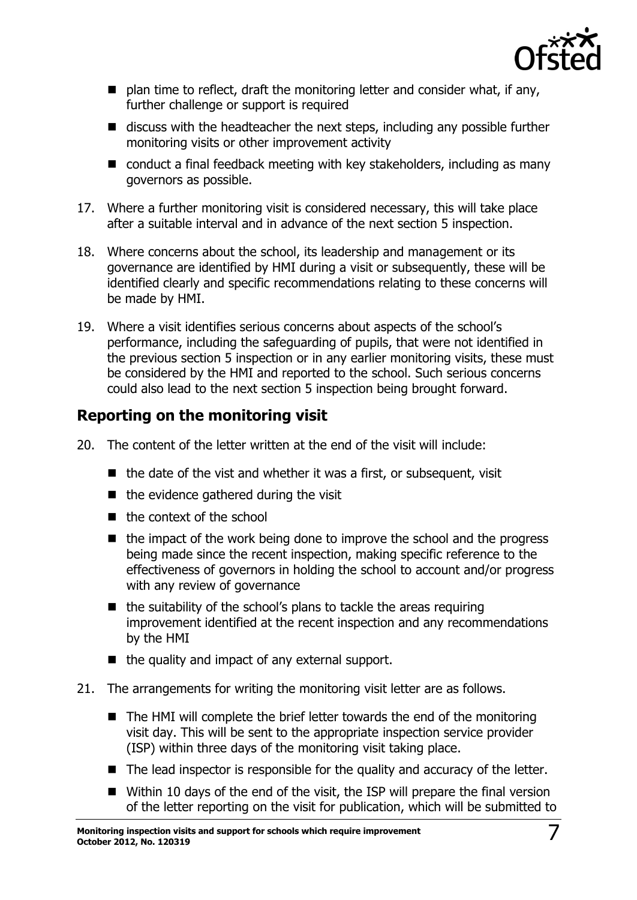- plan time to reflect, draft the monitoring letter and consider what, if any, further challenge or support is required
- discuss with the headteacher the next steps, including any possible further monitoring visits or other improvement activity
- conduct a final feedback meeting with key stakeholders, including as many governors as possible.

17. Where a further monitoring visit is considered necessary, this will take place after a suitable interval and in advance of the next section 5 inspection.

18. Where concerns about the school, its leadership and management or its governance are identified by HMI during a visit or subsequently, these will be identified clearly and specific recommendations relating to these concerns will be made by HMI.

19. Where a visit identifies serious concerns about aspects of the school's performance, including the safeguarding of pupils, that were not identified in the previous section 5 inspection or in any earlier monitoring visits, these must be considered by the HMI and reported to the school. Such serious concerns could also lead to the next section 5 inspection being brought forward.

## Reporting on the monitoring visit

20. The content of the letter written at the end of the visit will include:
    - the date of the vist and whether it was a first, or subsequent, visit
    - the evidence gathered during the visit
    - the context of the school
    - the impact of the work being done to improve the school and the progress being made since the recent inspection, making specific reference to the effectiveness of governors in holding the school to account and/or progress with any review of governance
    - the suitability of the school's plans to tackle the areas requiring improvement identified at the recent inspection and any recommendations by the HMI
    - the quality and impact of any external support.

21. The arrangements for writing the monitoring visit letter are as follows.
    - The HMI will complete the brief letter towards the end of the monitoring visit day. This will be sent to the appropriate inspection service provider (ISP) within three days of the monitoring visit taking place.
    - The lead inspector is responsible for the quality and accuracy of the letter.
    - Within 10 days of the end of the visit, the ISP will prepare the final version of the letter reporting on the visit for publication, which will be submitted to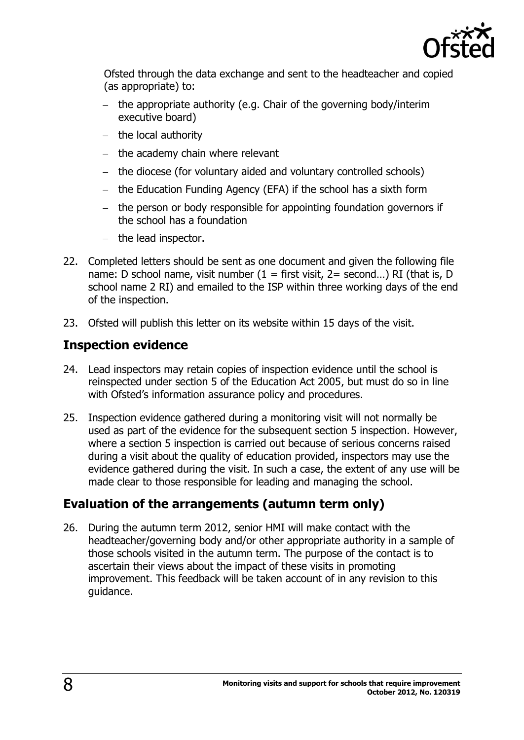Ofsted through the data exchange and sent to the headteacher and copied (as appropriate) to:

- the appropriate authority (e.g. Chair of the governing body/interim executive board)
- the local authority
- the academy chain where relevant
- the diocese (for voluntary aided and voluntary controlled schools)
- the Education Funding Agency (EFA) if the school has a sixth form
- the person or body responsible for appointing foundation governors if the school has a foundation
- the lead inspector.

22. Completed letters should be sent as one document and given the following file name: D school name, visit number (1 = first visit, 2= second…) RI (that is, D school name 2 RI) and emailed to the ISP within three working days of the end of the inspection.

23. Ofsted will publish this letter on its website within 15 days of the visit.

## Inspection evidence

24. Lead inspectors may retain copies of inspection evidence until the school is reinspected under section 5 of the Education Act 2005, but must do so in line with Ofsted's information assurance policy and procedures.

25. Inspection evidence gathered during a monitoring visit will not normally be used as part of the evidence for the subsequent section 5 inspection. However, where a section 5 inspection is carried out because of serious concerns raised during a visit about the quality of education provided, inspectors may use the evidence gathered during the visit. In such a case, the extent of any use will be made clear to those responsible for leading and managing the school.

## Evaluation of the arrangements (autumn term only)

26. During the autumn term 2012, senior HMI will make contact with the headteacher/governing body and/or other appropriate authority in a sample of those schools visited in the autumn term. The purpose of the contact is to ascertain their views about the impact of these visits in promoting improvement. This feedback will be taken account of in any revision to this guidance.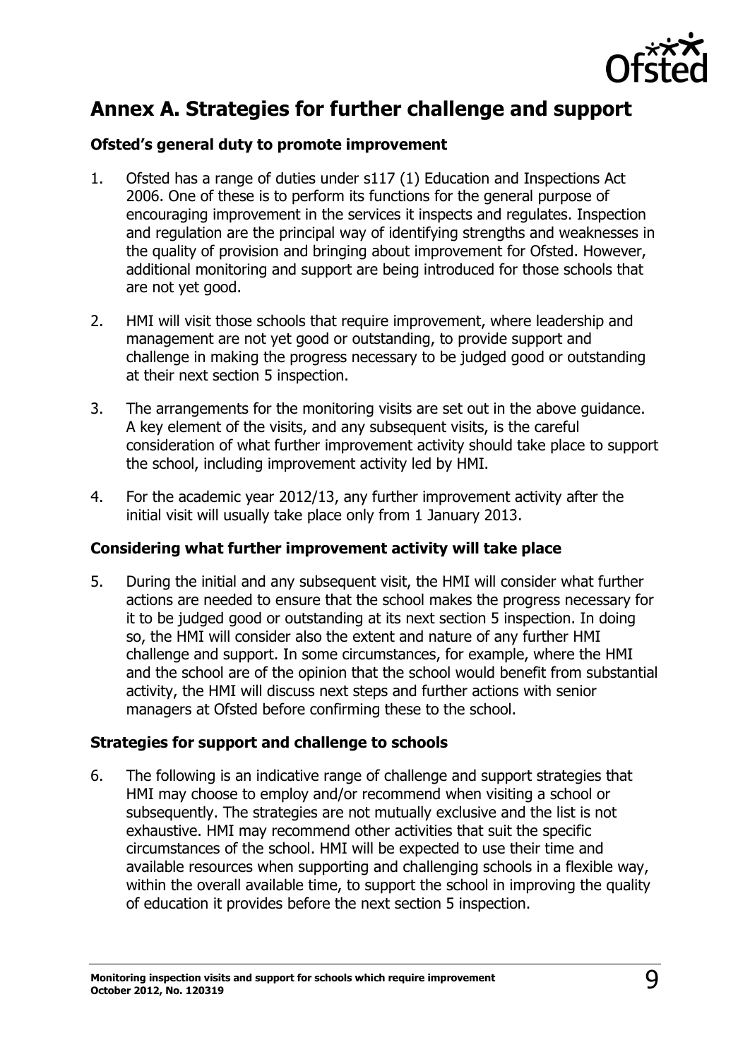## Annex A. Strategies for further challenge and support

### Ofsted's general duty to promote improvement

1. Ofsted has a range of duties under s117 (1) Education and Inspections Act 2006. One of these is to perform its functions for the general purpose of encouraging improvement in the services it inspects and regulates. Inspection and regulation are the principal way of identifying strengths and weaknesses in the quality of provision and bringing about improvement for Ofsted. However, additional monitoring and support are being introduced for those schools that are not yet good.

2. HMI will visit those schools that require improvement, where leadership and management are not yet good or outstanding, to provide support and challenge in making the progress necessary to be judged good or outstanding at their next section 5 inspection.

3. The arrangements for the monitoring visits are set out in the above guidance. A key element of the visits, and any subsequent visits, is the careful consideration of what further improvement activity should take place to support the school, including improvement activity led by HMI.

4. For the academic year 2012/13, any further improvement activity after the initial visit will usually take place only from 1 January 2013.

### Considering what further improvement activity will take place

5. During the initial and any subsequent visit, the HMI will consider what further actions are needed to ensure that the school makes the progress necessary for it to be judged good or outstanding at its next section 5 inspection. In doing so, the HMI will consider also the extent and nature of any further HMI challenge and support. In some circumstances, for example, where the HMI and the school are of the opinion that the school would benefit from substantial activity, the HMI will discuss next steps and further actions with senior managers at Ofsted before confirming these to the school.

### Strategies for support and challenge to schools

6. The following is an indicative range of challenge and support strategies that HMI may choose to employ and/or recommend when visiting a school or subsequently. The strategies are not mutually exclusive and the list is not exhaustive. HMI may recommend other activities that suit the specific circumstances of the school. HMI will be expected to use their time and available resources when supporting and challenging schools in a flexible way, within the overall available time, to support the school in improving the quality of education it provides before the next section 5 inspection.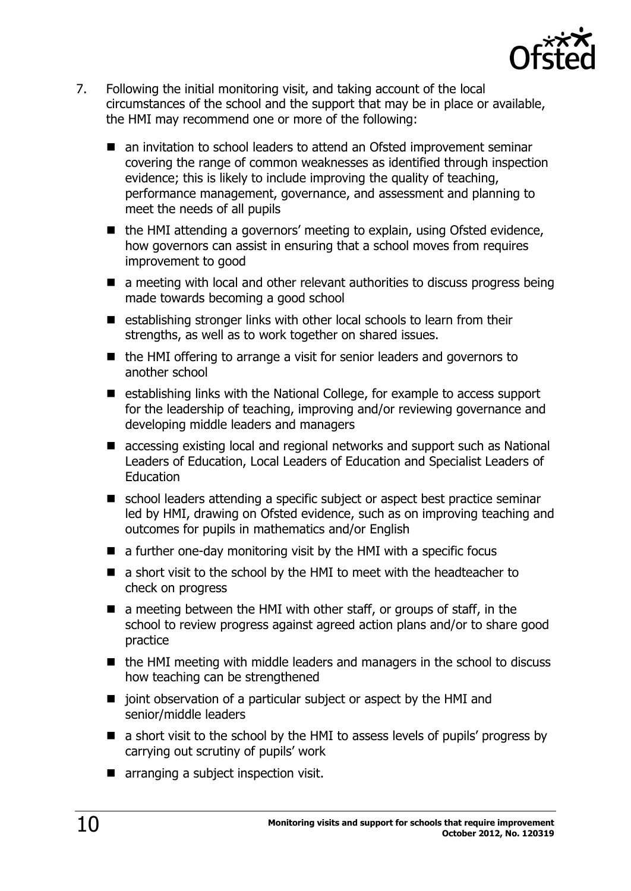7. Following the initial monitoring visit, and taking account of the local circumstances of the school and the support that may be in place or available, the HMI may recommend one or more of the following:

   - an invitation to school leaders to attend an Ofsted improvement seminar covering the range of common weaknesses as identified through inspection evidence; this is likely to include improving the quality of teaching, performance management, governance, and assessment and planning to meet the needs of all pupils
   - the HMI attending a governors' meeting to explain, using Ofsted evidence, how governors can assist in ensuring that a school moves from requires improvement to good
   - a meeting with local and other relevant authorities to discuss progress being made towards becoming a good school
   - establishing stronger links with other local schools to learn from their strengths, as well as to work together on shared issues.
   - the HMI offering to arrange a visit for senior leaders and governors to another school
   - establishing links with the National College, for example to access support for the leadership of teaching, improving and/or reviewing governance and developing middle leaders and managers
   - accessing existing local and regional networks and support such as National Leaders of Education, Local Leaders of Education and Specialist Leaders of Education
   - school leaders attending a specific subject or aspect best practice seminar led by HMI, drawing on Ofsted evidence, such as on improving teaching and outcomes for pupils in mathematics and/or English
   - a further one-day monitoring visit by the HMI with a specific focus
   - a short visit to the school by the HMI to meet with the headteacher to check on progress
   - a meeting between the HMI with other staff, or groups of staff, in the school to review progress against agreed action plans and/or to share good practice
   - the HMI meeting with middle leaders and managers in the school to discuss how teaching can be strengthened
   - joint observation of a particular subject or aspect by the HMI and senior/middle leaders
   - a short visit to the school by the HMI to assess levels of pupils' progress by carrying out scrutiny of pupils' work
   - arranging a subject inspection visit.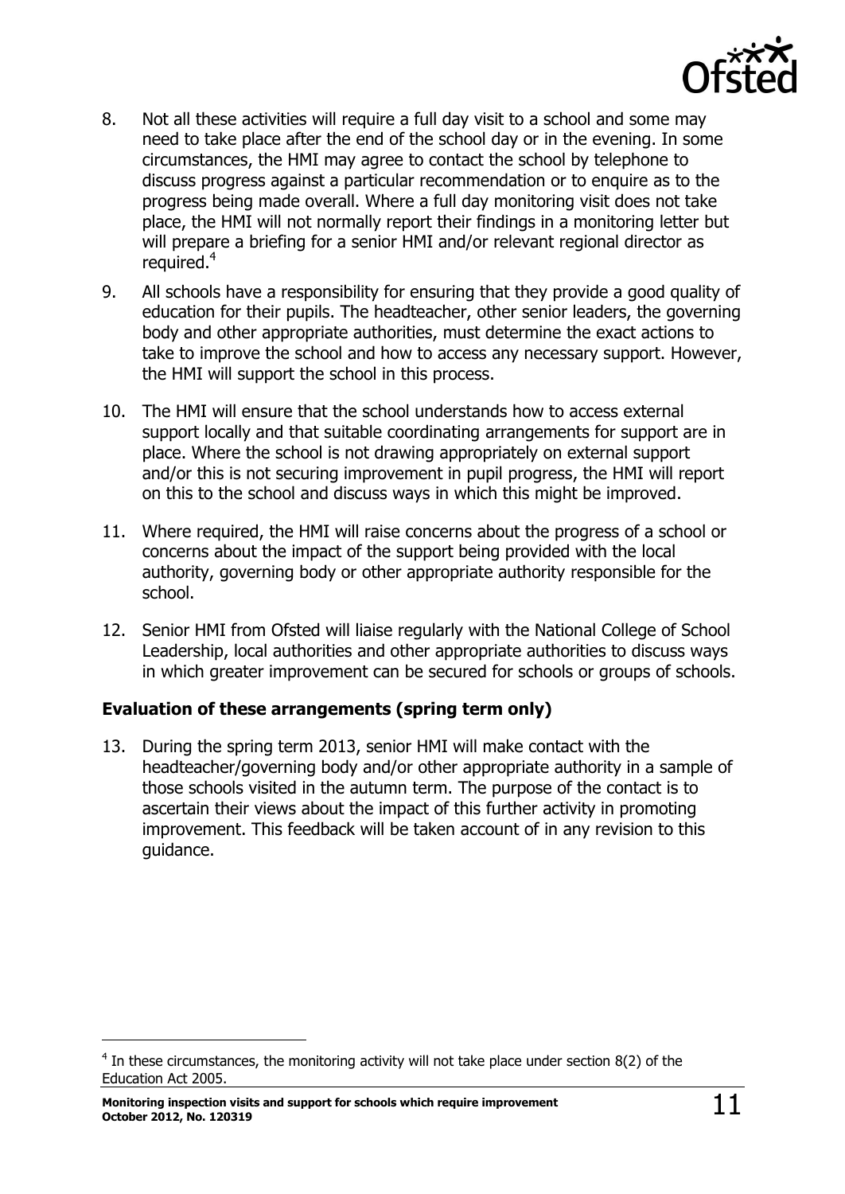8. Not all these activities will require a full day visit to a school and some may need to take place after the end of the school day or in the evening. In some circumstances, the HMI may agree to contact the school by telephone to discuss progress against a particular recommendation or to enquire as to the progress being made overall. Where a full day monitoring visit does not take place, the HMI will not normally report their findings in a monitoring letter but will prepare a briefing for a senior HMI and/or relevant regional director as required.[4]

9. All schools have a responsibility for ensuring that they provide a good quality of education for their pupils. The headteacher, other senior leaders, the governing body and other appropriate authorities, must determine the exact actions to take to improve the school and how to access any necessary support. However, the HMI will support the school in this process.

10. The HMI will ensure that the school understands how to access external support locally and that suitable coordinating arrangements for support are in place. Where the school is not drawing appropriately on external support and/or this is not securing improvement in pupil progress, the HMI will report on this to the school and discuss ways in which this might be improved.

11. Where required, the HMI will raise concerns about the progress of a school or concerns about the impact of the support being provided with the local authority, governing body or other appropriate authority responsible for the school.

12. Senior HMI from Ofsted will liaise regularly with the National College of School Leadership, local authorities and other appropriate authorities to discuss ways in which greater improvement can be secured for schools or groups of schools.

### Evaluation of these arrangements (spring term only)

13. During the spring term 2013, senior HMI will make contact with the headteacher/governing body and/or other appropriate authority in a sample of those schools visited in the autumn term. The purpose of the contact is to ascertain their views about the impact of this further activity in promoting improvement. This feedback will be taken account of in any revision to this guidance.

---

[4] In these circumstances, the monitoring activity will not take place under section 8(2) of the Education Act 2005.